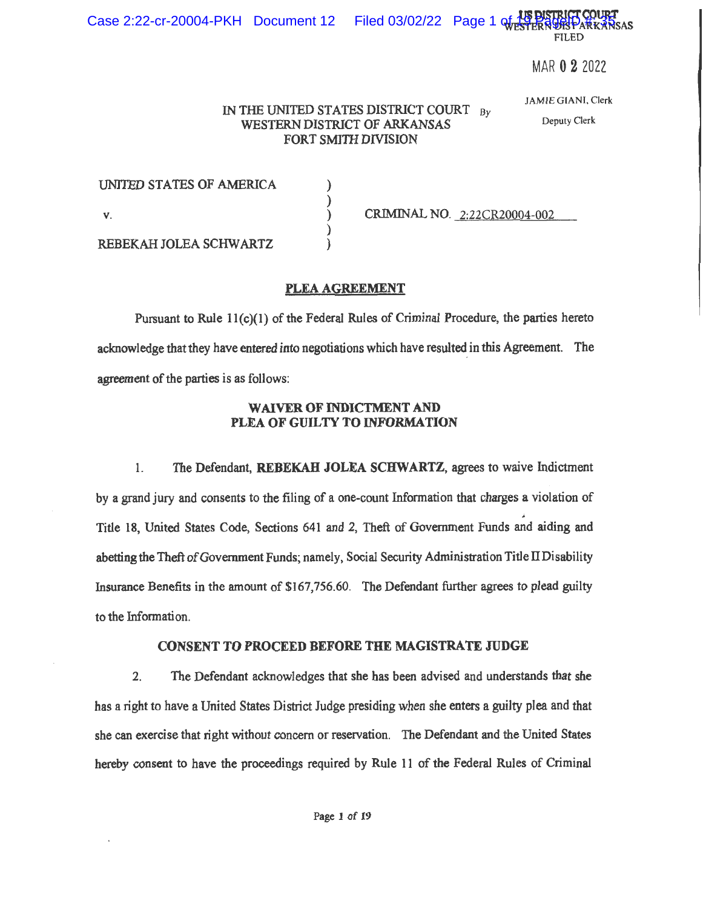US DISTRICT COURT
WESTERN DIST ARKANSAS
FILED

MAR 02 2022

JAMIE GIANI, Clerk

By Deputy Clerk

IN THE UNITED STATES DISTRICT COURT
WESTERN DISTRICT OF ARKANSAS
FORT SMITH DIVISION

| | | |
|---|---|---|
| UNITED STATES OF AMERICA | ) | |
| | ) | |
| v. | ) | CRIMINAL NO. 2:22CR20004-002 |
| | ) | |
| REBEKAH JOLEA SCHWARTZ | ) | |

## PLEA AGREEMENT

Pursuant to Rule 11(c)(1) of the Federal Rules of Criminal Procedure, the parties hereto acknowledge that they have entered into negotiations which have resulted in this Agreement. The agreement of the parties is as follows:

### WAIVER OF INDICTMENT AND PLEA OF GUILTY TO INFORMATION

1. The Defendant, **REBEKAH JOLEA SCHWARTZ**, agrees to waive Indictment by a grand jury and consents to the filing of a one-count Information that charges a violation of Title 18, United States Code, Sections 641 and 2, Theft of Government Funds and aiding and abetting the Theft of Government Funds; namely, Social Security Administration Title II Disability Insurance Benefits in the amount of $167,756.60. The Defendant further agrees to plead guilty to the Information.

### CONSENT TO PROCEED BEFORE THE MAGISTRATE JUDGE

2. The Defendant acknowledges that she has been advised and understands that she has a right to have a United States District Judge presiding when she enters a guilty plea and that she can exercise that right without concern or reservation. The Defendant and the United States hereby consent to have the proceedings required by Rule 11 of the Federal Rules of Criminal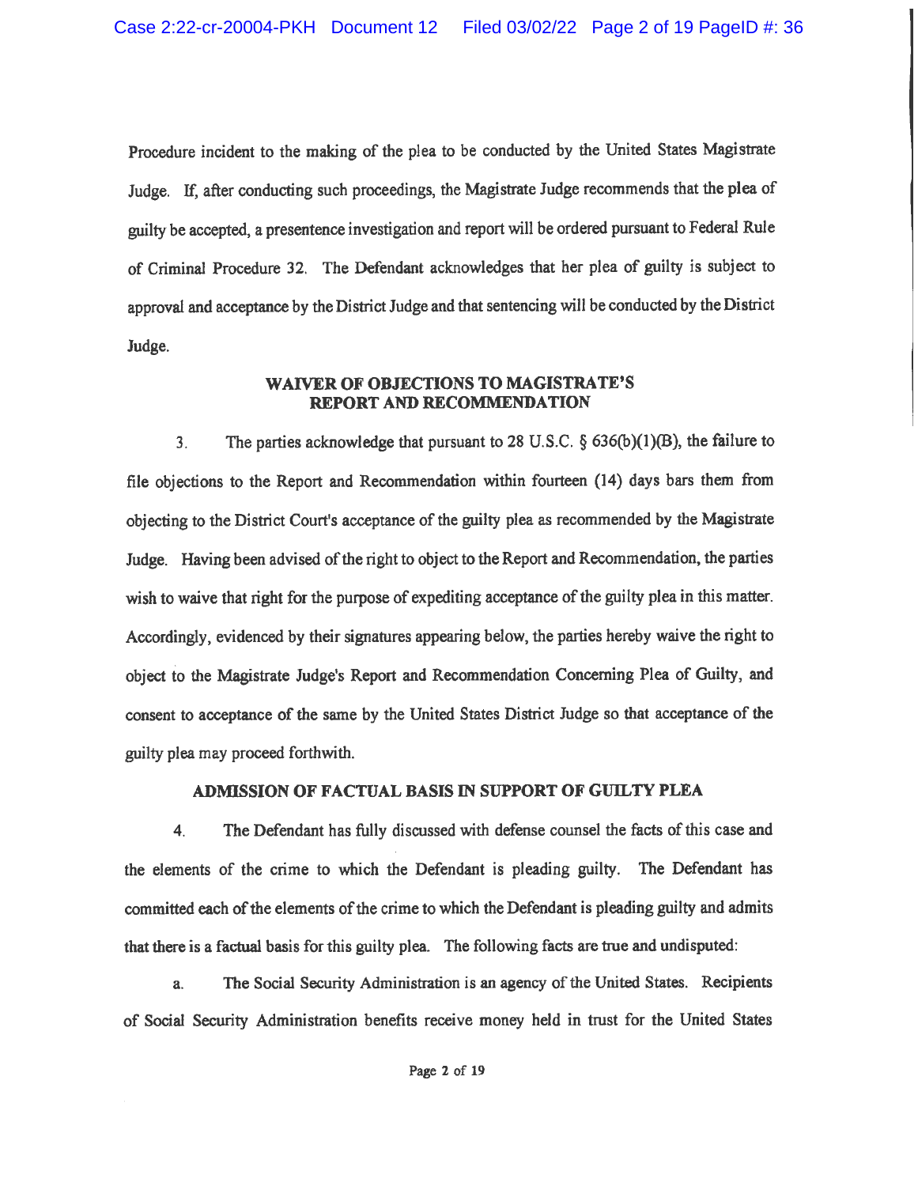Procedure incident to the making of the plea to be conducted by the United States Magistrate Judge. If, after conducting such proceedings, the Magistrate Judge recommends that the plea of guilty be accepted, a presentence investigation and report will be ordered pursuant to Federal Rule of Criminal Procedure 32. The Defendant acknowledges that her plea of guilty is subject to approval and acceptance by the District Judge and that sentencing will be conducted by the District Judge.

## WAIVER OF OBJECTIONS TO MAGISTRATE'S REPORT AND RECOMMENDATION

3. The parties acknowledge that pursuant to 28 U.S.C. § 636(b)(1)(B), the failure to file objections to the Report and Recommendation within fourteen (14) days bars them from objecting to the District Court's acceptance of the guilty plea as recommended by the Magistrate Judge. Having been advised of the right to object to the Report and Recommendation, the parties wish to waive that right for the purpose of expediting acceptance of the guilty plea in this matter. Accordingly, evidenced by their signatures appearing below, the parties hereby waive the right to object to the Magistrate Judge's Report and Recommendation Concerning Plea of Guilty, and consent to acceptance of the same by the United States District Judge so that acceptance of the guilty plea may proceed forthwith.

## ADMISSION OF FACTUAL BASIS IN SUPPORT OF GUILTY PLEA

4. The Defendant has fully discussed with defense counsel the facts of this case and the elements of the crime to which the Defendant is pleading guilty. The Defendant has committed each of the elements of the crime to which the Defendant is pleading guilty and admits that there is a factual basis for this guilty plea. The following facts are true and undisputed:

a. The Social Security Administration is an agency of the United States. Recipients of Social Security Administration benefits receive money held in trust for the United States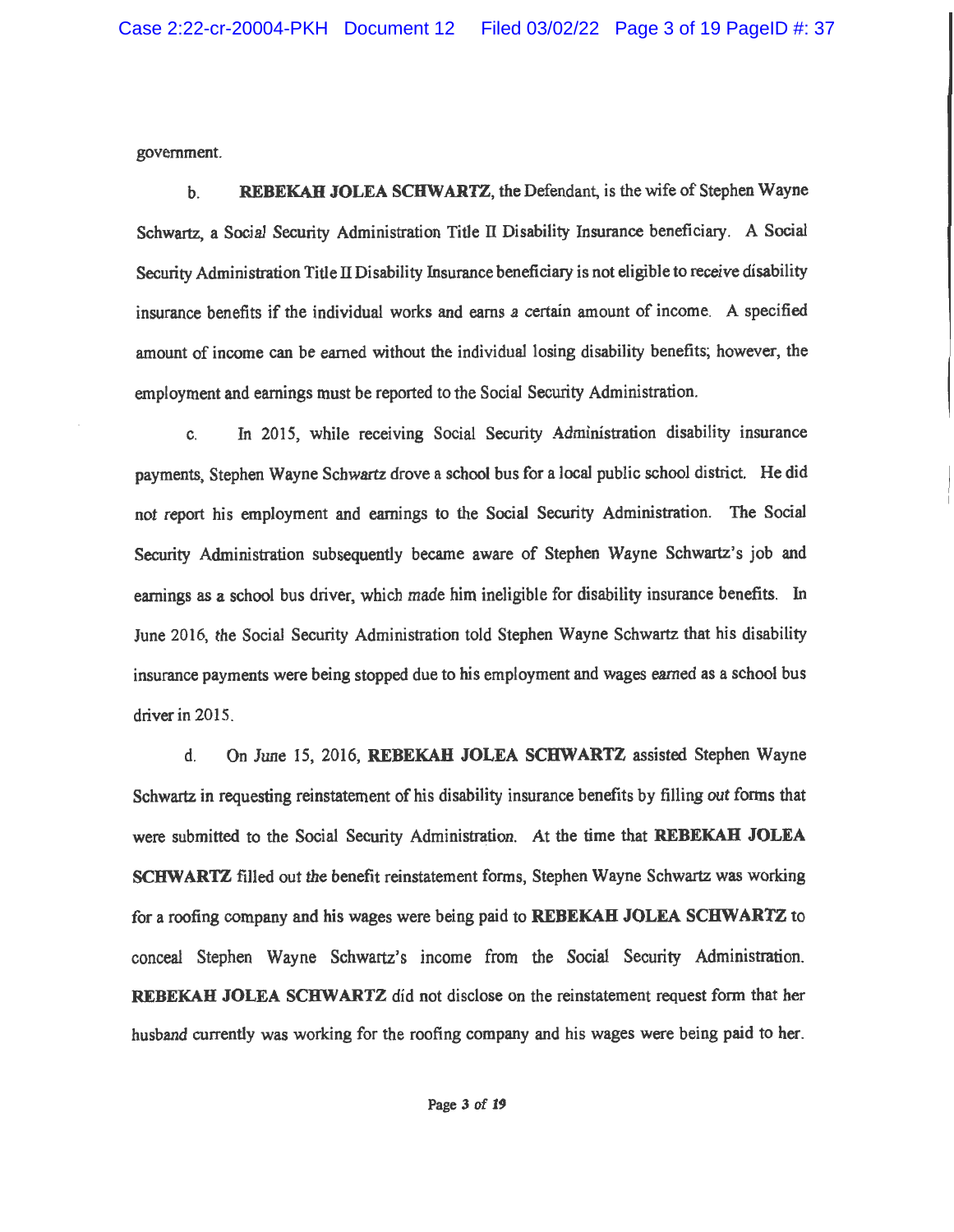government.

b. **REBEKAH JOLEA SCHWARTZ**, the Defendant, is the wife of Stephen Wayne Schwartz, a Social Security Administration Title II Disability Insurance beneficiary. A Social Security Administration Title II Disability Insurance beneficiary is not eligible to receive disability insurance benefits if the individual works and earns a certain amount of income. A specified amount of income can be earned without the individual losing disability benefits; however, the employment and earnings must be reported to the Social Security Administration.

c. In 2015, while receiving Social Security Administration disability insurance payments, Stephen Wayne Schwartz drove a school bus for a local public school district. He did not report his employment and earnings to the Social Security Administration. The Social Security Administration subsequently became aware of Stephen Wayne Schwartz's job and earnings as a school bus driver, which made him ineligible for disability insurance benefits. In June 2016, the Social Security Administration told Stephen Wayne Schwartz that his disability insurance payments were being stopped due to his employment and wages earned as a school bus driver in 2015.

d. On June 15, 2016, **REBEKAH JOLEA SCHWARTZ** assisted Stephen Wayne Schwartz in requesting reinstatement of his disability insurance benefits by filling out forms that were submitted to the Social Security Administration. At the time that **REBEKAH JOLEA SCHWARTZ** filled out the benefit reinstatement forms, Stephen Wayne Schwartz was working for a roofing company and his wages were being paid to **REBEKAH JOLEA SCHWARTZ** to conceal Stephen Wayne Schwartz's income from the Social Security Administration. **REBEKAH JOLEA SCHWARTZ** did not disclose on the reinstatement request form that her husband currently was working for the roofing company and his wages were being paid to her.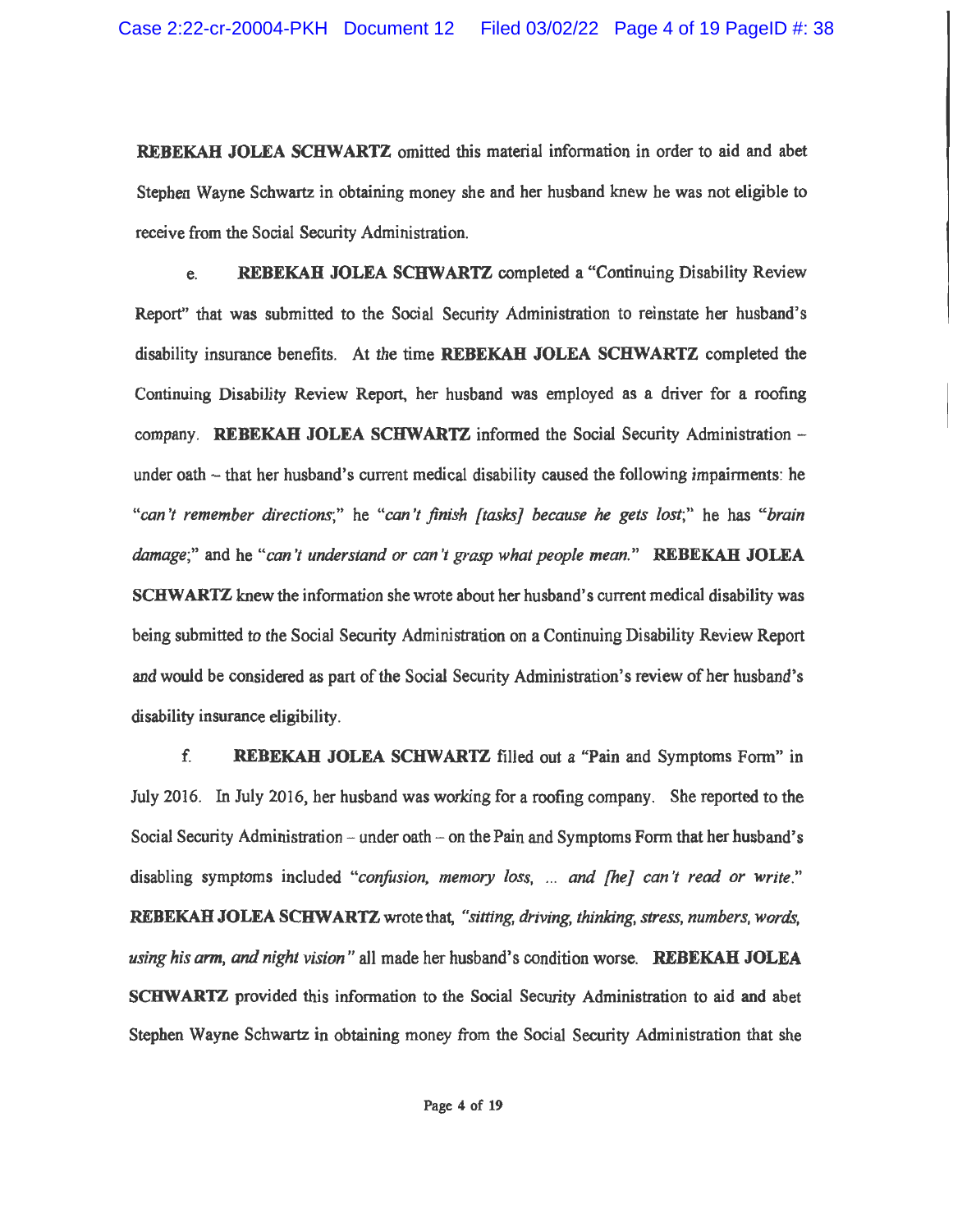**REBEKAH JOLEA SCHWARTZ** omitted this material information in order to aid and abet Stephen Wayne Schwartz in obtaining money she and her husband knew he was not eligible to receive from the Social Security Administration.

e. **REBEKAH JOLEA SCHWARTZ** completed a "Continuing Disability Review Report" that was submitted to the Social Security Administration to reinstate her husband's disability insurance benefits. At the time **REBEKAH JOLEA SCHWARTZ** completed the Continuing Disability Review Report, her husband was employed as a driver for a roofing company. **REBEKAH JOLEA SCHWARTZ** informed the Social Security Administration – under oath – that her husband's current medical disability caused the following impairments: he "*can't remember directions*;" he "*can't finish [tasks] because he gets lost*;" he has "*brain damage*;" and he "*can't understand or can't grasp what people mean.*" **REBEKAH JOLEA SCHWARTZ** knew the information she wrote about her husband's current medical disability was being submitted to the Social Security Administration on a Continuing Disability Review Report and would be considered as part of the Social Security Administration's review of her husband's disability insurance eligibility.

f. **REBEKAH JOLEA SCHWARTZ** filled out a "Pain and Symptoms Form" in July 2016. In July 2016, her husband was working for a roofing company. She reported to the Social Security Administration – under oath – on the Pain and Symptoms Form that her husband's disabling symptoms included "*confusion, memory loss, ... and [he] can't read or write.*" **REBEKAH JOLEA SCHWARTZ** wrote that, "*sitting, driving, thinking, stress, numbers, words, using his arm, and night vision*" all made her husband's condition worse. **REBEKAH JOLEA SCHWARTZ** provided this information to the Social Security Administration to aid and abet Stephen Wayne Schwartz in obtaining money from the Social Security Administration that she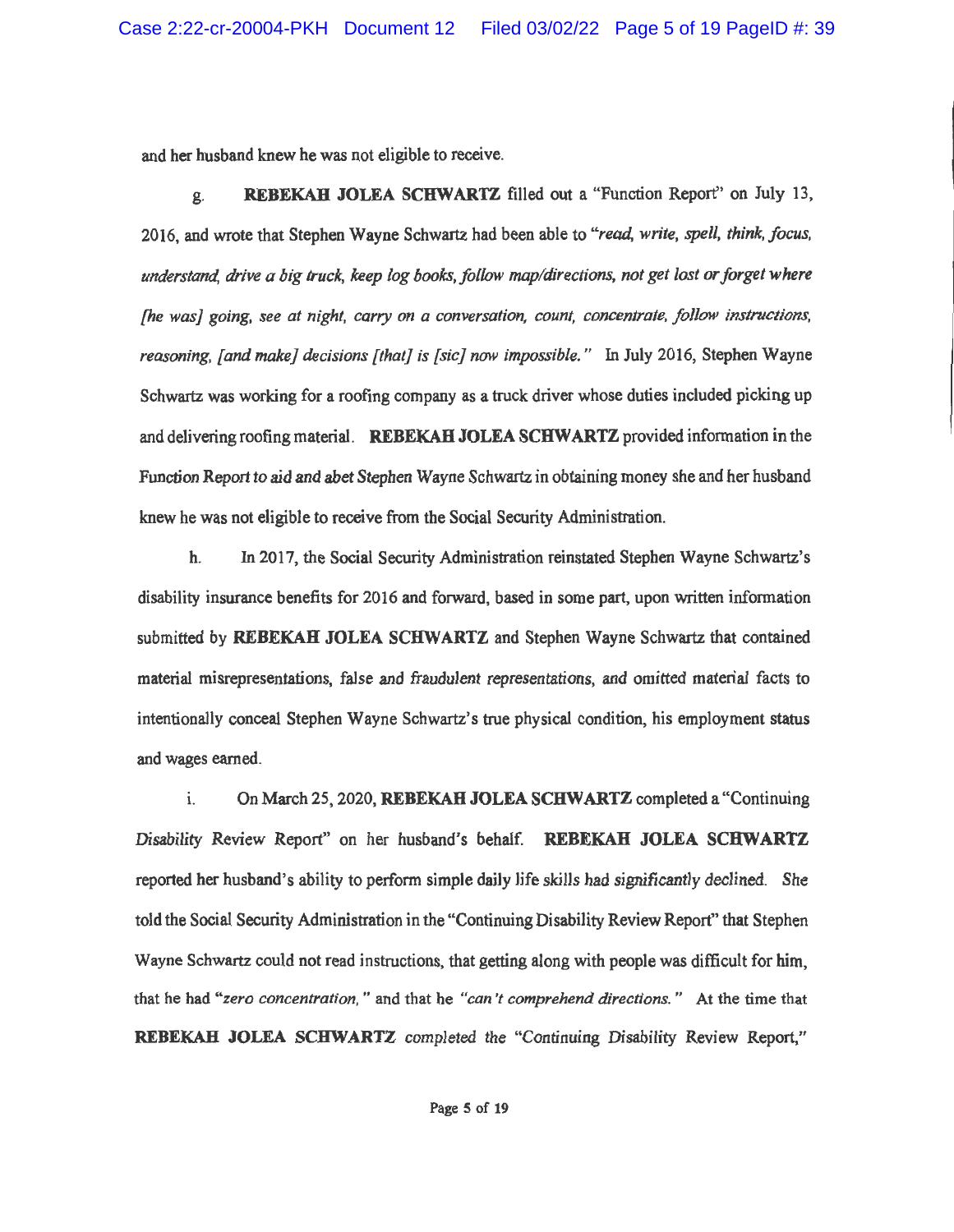and her husband knew he was not eligible to receive.

g. **REBEKAH JOLEA SCHWARTZ** filled out a "Function Report" on July 13, 2016, and wrote that Stephen Wayne Schwartz had been able to *"read, write, spell, think, focus, understand, drive a big truck, keep log books, follow map/directions, not get lost or forget where [he was] going, see at night, carry on a conversation, count, concentrate, follow instructions, reasoning, [and make] decisions [that] is [sic] now impossible."* In July 2016, Stephen Wayne Schwartz was working for a roofing company as a truck driver whose duties included picking up and delivering roofing material. **REBEKAH JOLEA SCHWARTZ** provided information in the Function Report to aid and abet Stephen Wayne Schwartz in obtaining money she and her husband knew he was not eligible to receive from the Social Security Administration.

h. In 2017, the Social Security Administration reinstated Stephen Wayne Schwartz's disability insurance benefits for 2016 and forward, based in some part, upon written information submitted by **REBEKAH JOLEA SCHWARTZ** and Stephen Wayne Schwartz that contained material misrepresentations, false and fraudulent representations, and omitted material facts to intentionally conceal Stephen Wayne Schwartz's true physical condition, his employment status and wages earned.

i. On March 25, 2020, **REBEKAH JOLEA SCHWARTZ** completed a "Continuing Disability Review Report" on her husband's behalf. **REBEKAH JOLEA SCHWARTZ** reported her husband's ability to perform simple daily life skills had significantly declined. She told the Social Security Administration in the "Continuing Disability Review Report" that Stephen Wayne Schwartz could not read instructions, that getting along with people was difficult for him, that he had *"zero concentration,"* and that he *"can't comprehend directions."* At the time that **REBEKAH JOLEA SCHWARTZ** completed the "Continuing Disability Review Report,"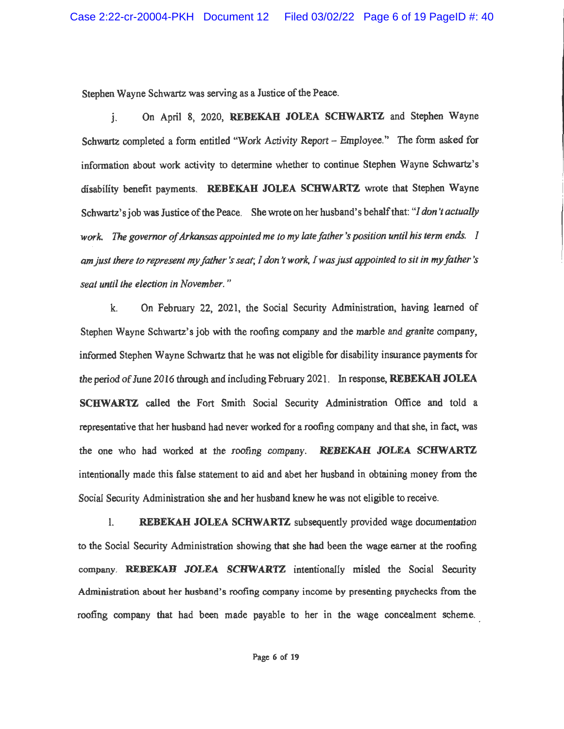Stephen Wayne Schwartz was serving as a Justice of the Peace.

j. On April 8, 2020, **REBEKAH JOLEA SCHWARTZ** and Stephen Wayne Schwartz completed a form entitled "Work Activity Report – Employee." The form asked for information about work activity to determine whether to continue Stephen Wayne Schwartz's disability benefit payments. **REBEKAH JOLEA SCHWARTZ** wrote that Stephen Wayne Schwartz's job was Justice of the Peace. She wrote on her husband's behalf that: *"I don't actually work. The governor of Arkansas appointed me to my late father's position until his term ends. I am just there to represent my father's seat; I don't work, I was just appointed to sit in my father's seat until the election in November."*

k. On February 22, 2021, the Social Security Administration, having learned of Stephen Wayne Schwartz's job with the roofing company and the marble and granite company, informed Stephen Wayne Schwartz that he was not eligible for disability insurance payments for the period of June 2016 through and including February 2021. In response, **REBEKAH JOLEA SCHWARTZ** called the Fort Smith Social Security Administration Office and told a representative that her husband had never worked for a roofing company and that she, in fact, was the one who had worked at the roofing company. **REBEKAH JOLEA SCHWARTZ** intentionally made this false statement to aid and abet her husband in obtaining money from the Social Security Administration she and her husband knew he was not eligible to receive.

l. **REBEKAH JOLEA SCHWARTZ** subsequently provided wage documentation to the Social Security Administration showing that she had been the wage earner at the roofing company. **REBEKAH JOLEA SCHWARTZ** intentionally misled the Social Security Administration about her husband's roofing company income by presenting paychecks from the roofing company that had been made payable to her in the wage concealment scheme.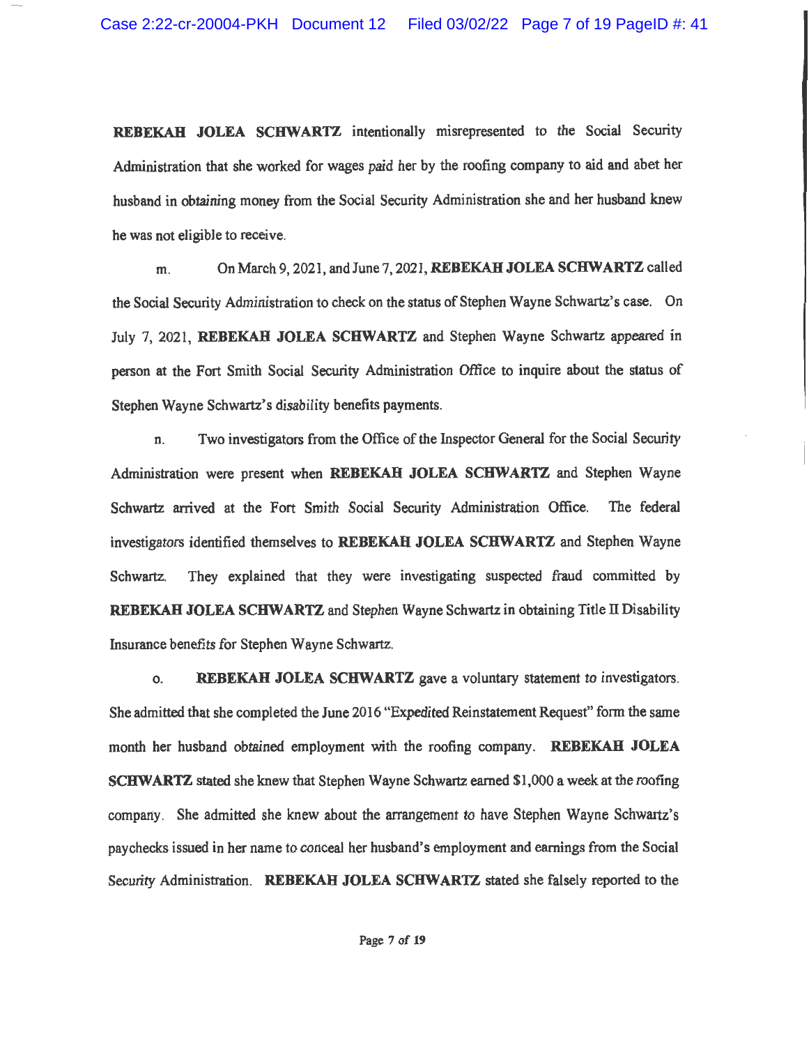**REBEKAH JOLEA SCHWARTZ** intentionally misrepresented to the Social Security Administration that she worked for wages paid her by the roofing company to aid and abet her husband in obtaining money from the Social Security Administration she and her husband knew he was not eligible to receive.

m. On March 9, 2021, and June 7, 2021, **REBEKAH JOLEA SCHWARTZ** called the Social Security Administration to check on the status of Stephen Wayne Schwartz's case. On July 7, 2021, **REBEKAH JOLEA SCHWARTZ** and Stephen Wayne Schwartz appeared in person at the Fort Smith Social Security Administration Office to inquire about the status of Stephen Wayne Schwartz's disability benefits payments.

n. Two investigators from the Office of the Inspector General for the Social Security Administration were present when **REBEKAH JOLEA SCHWARTZ** and Stephen Wayne Schwartz arrived at the Fort Smith Social Security Administration Office. The federal investigators identified themselves to **REBEKAH JOLEA SCHWARTZ** and Stephen Wayne Schwartz. They explained that they were investigating suspected fraud committed by **REBEKAH JOLEA SCHWARTZ** and Stephen Wayne Schwartz in obtaining Title II Disability Insurance benefits for Stephen Wayne Schwartz.

o. **REBEKAH JOLEA SCHWARTZ** gave a voluntary statement to investigators. She admitted that she completed the June 2016 "Expedited Reinstatement Request" form the same month her husband obtained employment with the roofing company. **REBEKAH JOLEA SCHWARTZ** stated she knew that Stephen Wayne Schwartz earned $1,000 a week at the roofing company. She admitted she knew about the arrangement to have Stephen Wayne Schwartz's paychecks issued in her name to conceal her husband's employment and earnings from the Social Security Administration. **REBEKAH JOLEA SCHWARTZ** stated she falsely reported to the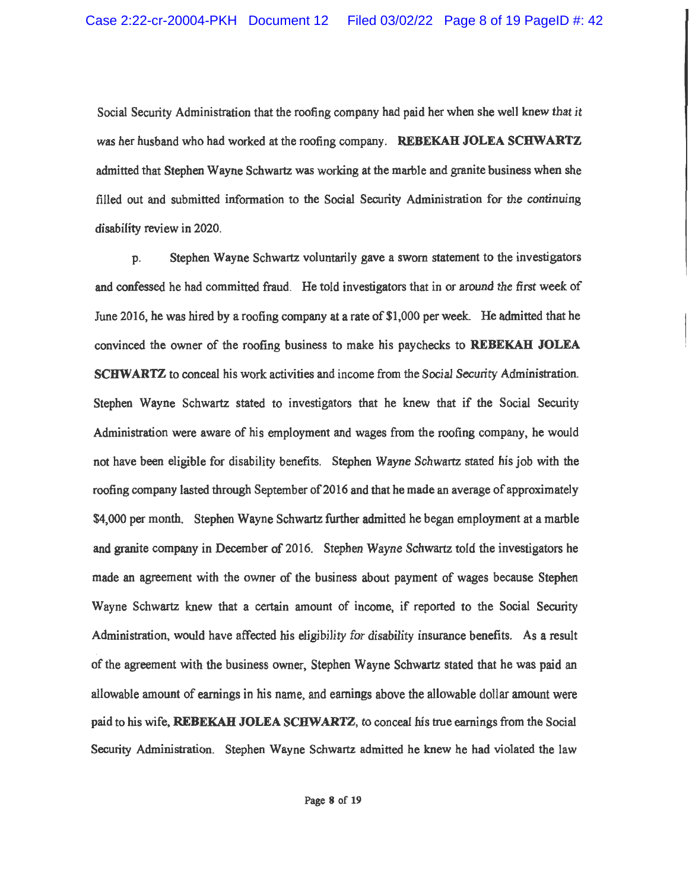Social Security Administration that the roofing company had paid her when she well knew that it was her husband who had worked at the roofing company. **REBEKAH JOLEA SCHWARTZ** admitted that Stephen Wayne Schwartz was working at the marble and granite business when she filled out and submitted information to the Social Security Administration for the continuing disability review in 2020.

p. Stephen Wayne Schwartz voluntarily gave a sworn statement to the investigators and confessed he had committed fraud. He told investigators that in or around the first week of June 2016, he was hired by a roofing company at a rate of $1,000 per week. He admitted that he convinced the owner of the roofing business to make his paychecks to **REBEKAH JOLEA SCHWARTZ** to conceal his work activities and income from the Social Security Administration. Stephen Wayne Schwartz stated to investigators that he knew that if the Social Security Administration were aware of his employment and wages from the roofing company, he would not have been eligible for disability benefits. Stephen Wayne Schwartz stated his job with the roofing company lasted through September of 2016 and that he made an average of approximately $4,000 per month. Stephen Wayne Schwartz further admitted he began employment at a marble and granite company in December of 2016. Stephen Wayne Schwartz told the investigators he made an agreement with the owner of the business about payment of wages because Stephen Wayne Schwartz knew that a certain amount of income, if reported to the Social Security Administration, would have affected his eligibility for disability insurance benefits. As a result of the agreement with the business owner, Stephen Wayne Schwartz stated that he was paid an allowable amount of earnings in his name, and earnings above the allowable dollar amount were paid to his wife, **REBEKAH JOLEA SCHWARTZ**, to conceal his true earnings from the Social Security Administration. Stephen Wayne Schwartz admitted he knew he had violated the law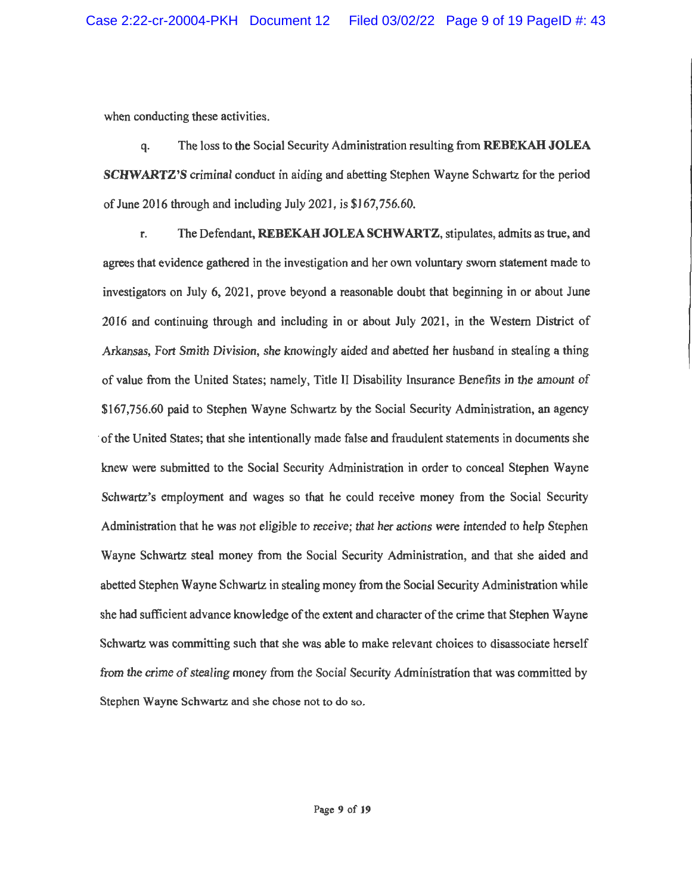when conducting these activities.

q. The loss to the Social Security Administration resulting from **REBEKAH JOLEA SCHWARTZ'S** criminal conduct in aiding and abetting Stephen Wayne Schwartz for the period of June 2016 through and including July 2021, is $167,756.60.

r. The Defendant, **REBEKAH JOLEA SCHWARTZ**, stipulates, admits as true, and agrees that evidence gathered in the investigation and her own voluntary sworn statement made to investigators on July 6, 2021, prove beyond a reasonable doubt that beginning in or about June 2016 and continuing through and including in or about July 2021, in the Western District of Arkansas, Fort Smith Division, she knowingly aided and abetted her husband in stealing a thing of value from the United States; namely, Title II Disability Insurance Benefits in the amount of $167,756.60 paid to Stephen Wayne Schwartz by the Social Security Administration, an agency of the United States; that she intentionally made false and fraudulent statements in documents she knew were submitted to the Social Security Administration in order to conceal Stephen Wayne Schwartz's employment and wages so that he could receive money from the Social Security Administration that he was not eligible to receive; that her actions were intended to help Stephen Wayne Schwartz steal money from the Social Security Administration, and that she aided and abetted Stephen Wayne Schwartz in stealing money from the Social Security Administration while she had sufficient advance knowledge of the extent and character of the crime that Stephen Wayne Schwartz was committing such that she was able to make relevant choices to disassociate herself from the crime of stealing money from the Social Security Administration that was committed by Stephen Wayne Schwartz and she chose not to do so.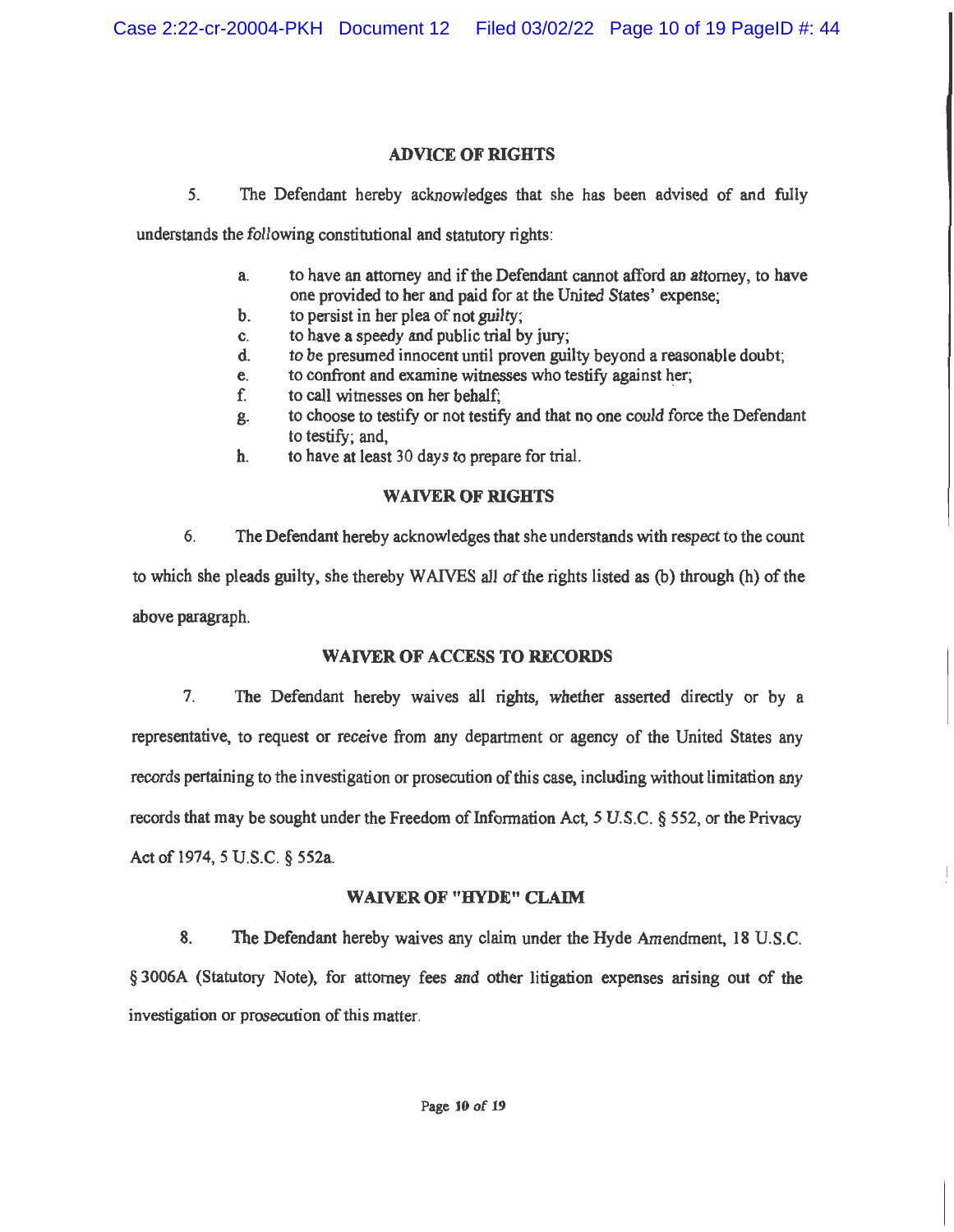## ADVICE OF RIGHTS

5. The Defendant hereby acknowledges that she has been advised of and fully understands the following constitutional and statutory rights:

a. to have an attorney and if the Defendant cannot afford an attorney, to have one provided to her and paid for at the United States' expense;
b. to persist in her plea of not guilty;
c. to have a speedy and public trial by jury;
d. to be presumed innocent until proven guilty beyond a reasonable doubt;
e. to confront and examine witnesses who testify against her;
f. to call witnesses on her behalf;
g. to choose to testify or not testify and that no one could force the Defendant to testify; and,
h. to have at least 30 days to prepare for trial.

## WAIVER OF RIGHTS

6. The Defendant hereby acknowledges that she understands with respect to the count to which she pleads guilty, she thereby WAIVES all of the rights listed as (b) through (h) of the above paragraph.

## WAIVER OF ACCESS TO RECORDS

7. The Defendant hereby waives all rights, whether asserted directly or by a representative, to request or receive from any department or agency of the United States any records pertaining to the investigation or prosecution of this case, including without limitation any records that may be sought under the Freedom of Information Act, 5 U.S.C. § 552, or the Privacy Act of 1974, 5 U.S.C. § 552a.

## WAIVER OF "HYDE" CLAIM

8. The Defendant hereby waives any claim under the Hyde Amendment, 18 U.S.C. § 3006A (Statutory Note), for attorney fees and other litigation expenses arising out of the investigation or prosecution of this matter.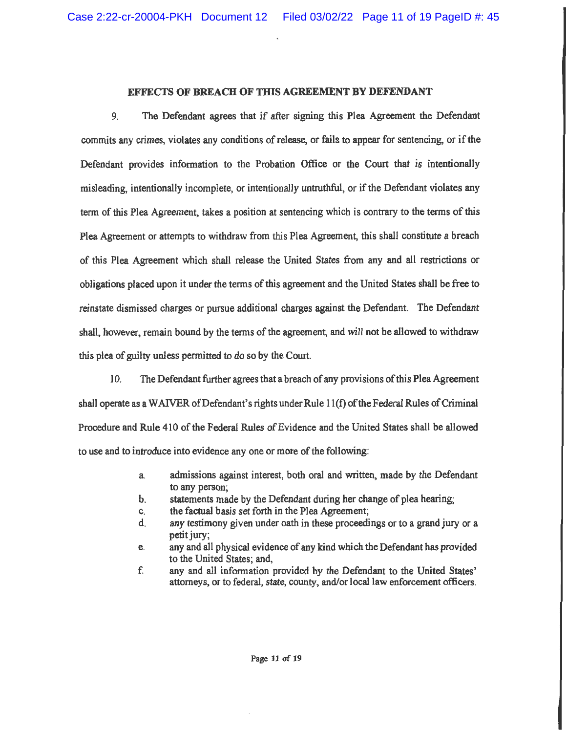## EFFECTS OF BREACH OF THIS AGREEMENT BY DEFENDANT

9. The Defendant agrees that if after signing this Plea Agreement the Defendant commits any crimes, violates any conditions of release, or fails to appear for sentencing, or if the Defendant provides information to the Probation Office or the Court that is intentionally misleading, intentionally incomplete, or intentionally untruthful, or if the Defendant violates any term of this Plea Agreement, takes a position at sentencing which is contrary to the terms of this Plea Agreement or attempts to withdraw from this Plea Agreement, this shall constitute a breach of this Plea Agreement which shall release the United States from any and all restrictions or obligations placed upon it under the terms of this agreement and the United States shall be free to reinstate dismissed charges or pursue additional charges against the Defendant. The Defendant shall, however, remain bound by the terms of the agreement, and will not be allowed to withdraw this plea of guilty unless permitted to do so by the Court.

10. The Defendant further agrees that a breach of any provisions of this Plea Agreement shall operate as a WAIVER of Defendant's rights under Rule 11(f) of the Federal Rules of Criminal Procedure and Rule 410 of the Federal Rules of Evidence and the United States shall be allowed to use and to introduce into evidence any one or more of the following:

a. admissions against interest, both oral and written, made by the Defendant to any person;
b. statements made by the Defendant during her change of plea hearing;
c. the factual basis set forth in the Plea Agreement;
d. any testimony given under oath in these proceedings or to a grand jury or a petit jury;
e. any and all physical evidence of any kind which the Defendant has provided to the United States; and,
f. any and all information provided by the Defendant to the United States' attorneys, or to federal, state, county, and/or local law enforcement officers.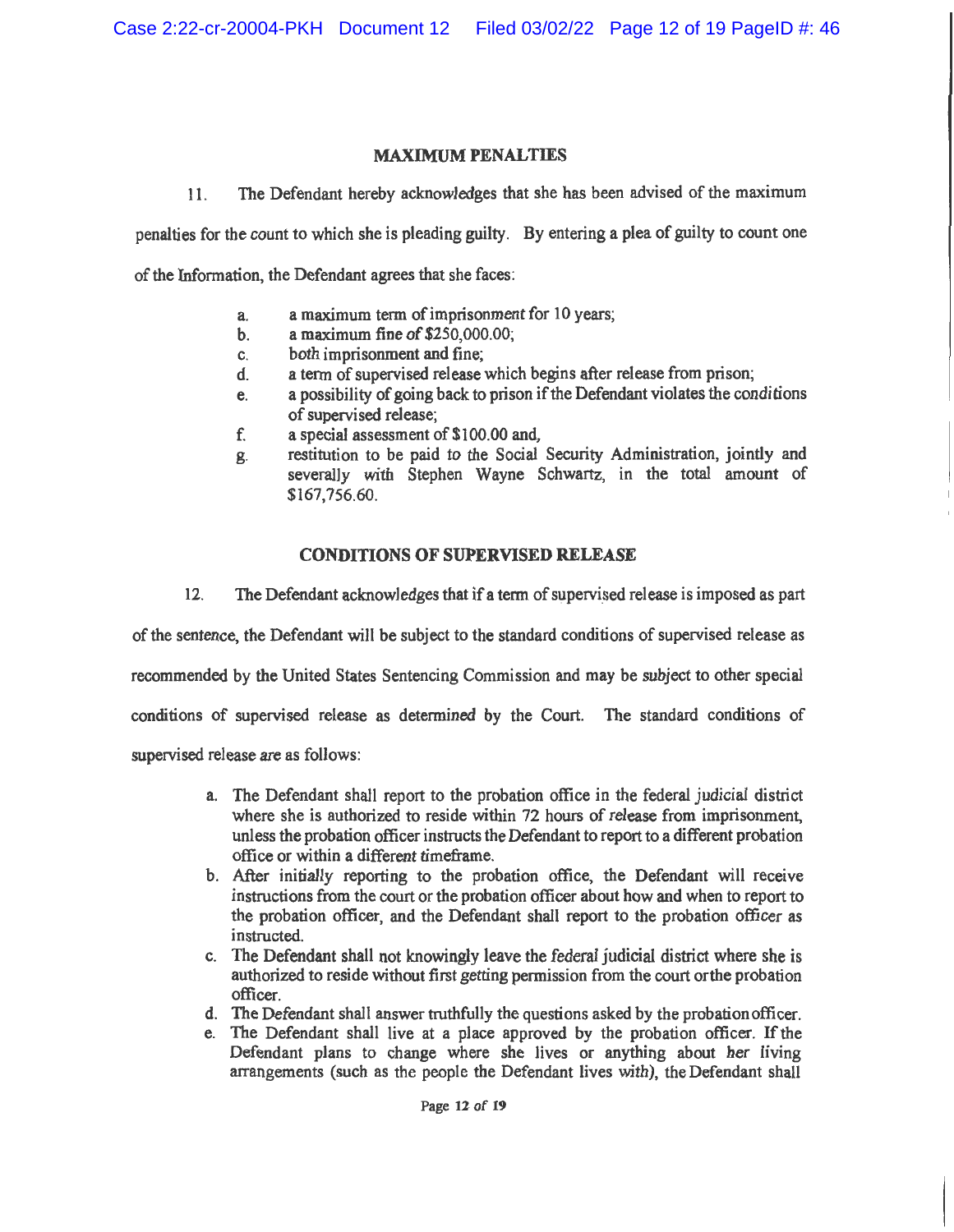## MAXIMUM PENALTIES

11. The Defendant hereby acknowledges that she has been advised of the maximum penalties for the count to which she is pleading guilty. By entering a plea of guilty to count one of the Information, the Defendant agrees that she faces:

a. a maximum term of imprisonment for 10 years;
b. a maximum fine of $250,000.00;
c. both imprisonment and fine;
d. a term of supervised release which begins after release from prison;
e. a possibility of going back to prison if the Defendant violates the conditions of supervised release;
f. a special assessment of $100.00 and,
g. restitution to be paid to the Social Security Administration, jointly and severally with Stephen Wayne Schwartz, in the total amount of $167,756.60.

## CONDITIONS OF SUPERVISED RELEASE

12. The Defendant acknowledges that if a term of supervised release is imposed as part of the sentence, the Defendant will be subject to the standard conditions of supervised release as recommended by the United States Sentencing Commission and may be subject to other special conditions of supervised release as determined by the Court. The standard conditions of supervised release are as follows:

a. The Defendant shall report to the probation office in the federal judicial district where she is authorized to reside within 72 hours of release from imprisonment, unless the probation officer instructs the Defendant to report to a different probation office or within a different timeframe.
b. After initially reporting to the probation office, the Defendant will receive instructions from the court or the probation officer about how and when to report to the probation officer, and the Defendant shall report to the probation officer as instructed.
c. The Defendant shall not knowingly leave the federal judicial district where she is authorized to reside without first getting permission from the court or the probation officer.
d. The Defendant shall answer truthfully the questions asked by the probation officer.
e. The Defendant shall live at a place approved by the probation officer. If the Defendant plans to change where she lives or anything about her living arrangements (such as the people the Defendant lives with), the Defendant shall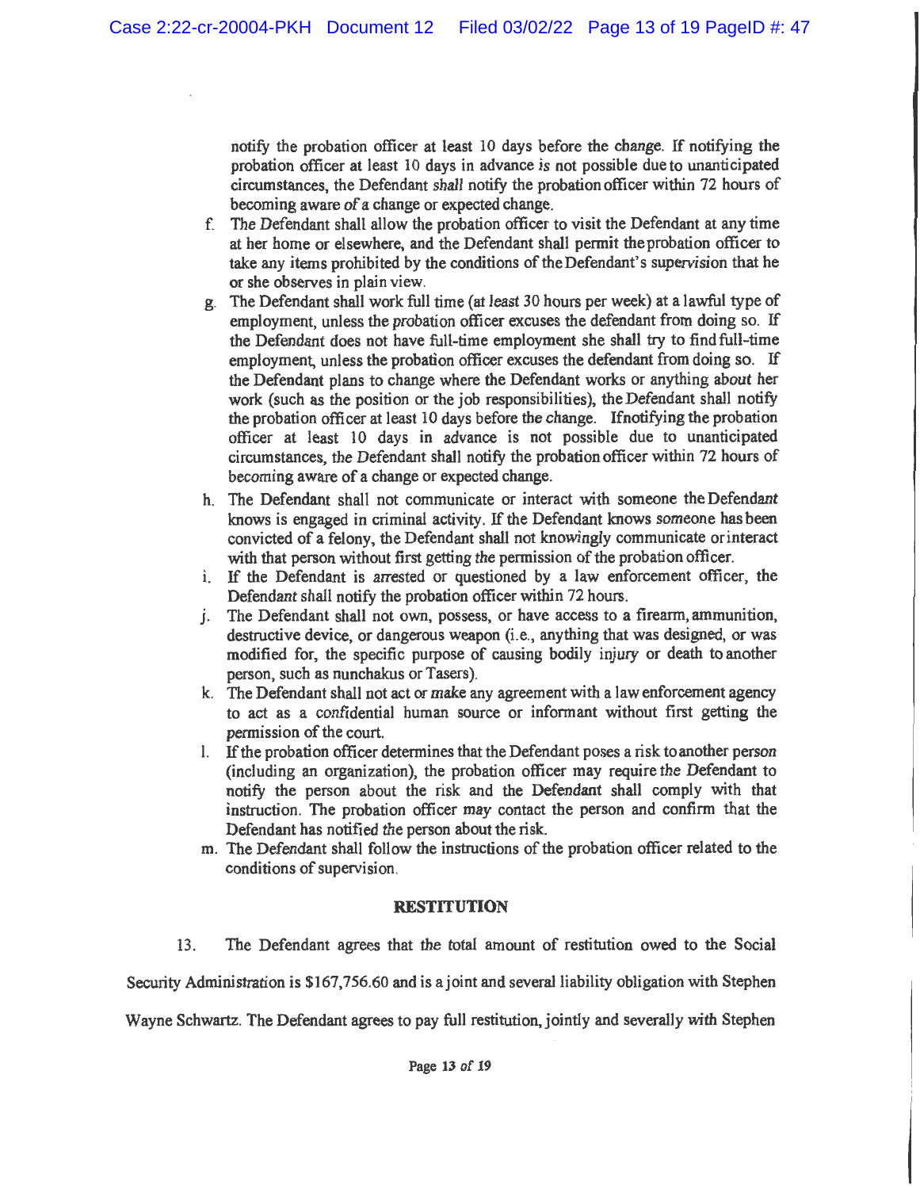notify the probation officer at least 10 days before the change. If notifying the probation officer at least 10 days in advance is not possible due to unanticipated circumstances, the Defendant shall notify the probation officer within 72 hours of becoming aware of a change or expected change.

f. The Defendant shall allow the probation officer to visit the Defendant at any time at her home or elsewhere, and the Defendant shall permit the probation officer to take any items prohibited by the conditions of the Defendant's supervision that he or she observes in plain view.

g. The Defendant shall work full time (at least 30 hours per week) at a lawful type of employment, unless the probation officer excuses the defendant from doing so. If the Defendant does not have full-time employment she shall try to find full-time employment, unless the probation officer excuses the defendant from doing so. If the Defendant plans to change where the Defendant works or anything about her work (such as the position or the job responsibilities), the Defendant shall notify the probation officer at least 10 days before the change. If notifying the probation officer at least 10 days in advance is not possible due to unanticipated circumstances, the Defendant shall notify the probation officer within 72 hours of becoming aware of a change or expected change.

h. The Defendant shall not communicate or interact with someone the Defendant knows is engaged in criminal activity. If the Defendant knows someone has been convicted of a felony, the Defendant shall not knowingly communicate or interact with that person without first getting the permission of the probation officer.

i. If the Defendant is arrested or questioned by a law enforcement officer, the Defendant shall notify the probation officer within 72 hours.

j. The Defendant shall not own, possess, or have access to a firearm, ammunition, destructive device, or dangerous weapon (i.e., anything that was designed, or was modified for, the specific purpose of causing bodily injury or death to another person, such as nunchakus or Tasers).

k. The Defendant shall not act or make any agreement with a law enforcement agency to act as a confidential human source or informant without first getting the permission of the court.

l. If the probation officer determines that the Defendant poses a risk to another person (including an organization), the probation officer may require the Defendant to notify the person about the risk and the Defendant shall comply with that instruction. The probation officer may contact the person and confirm that the Defendant has notified the person about the risk.

m. The Defendant shall follow the instructions of the probation officer related to the conditions of supervision.

## RESTITUTION

13. The Defendant agrees that the total amount of restitution owed to the Social Security Administration is $167,756.60 and is a joint and several liability obligation with Stephen Wayne Schwartz. The Defendant agrees to pay full restitution, jointly and severally with Stephen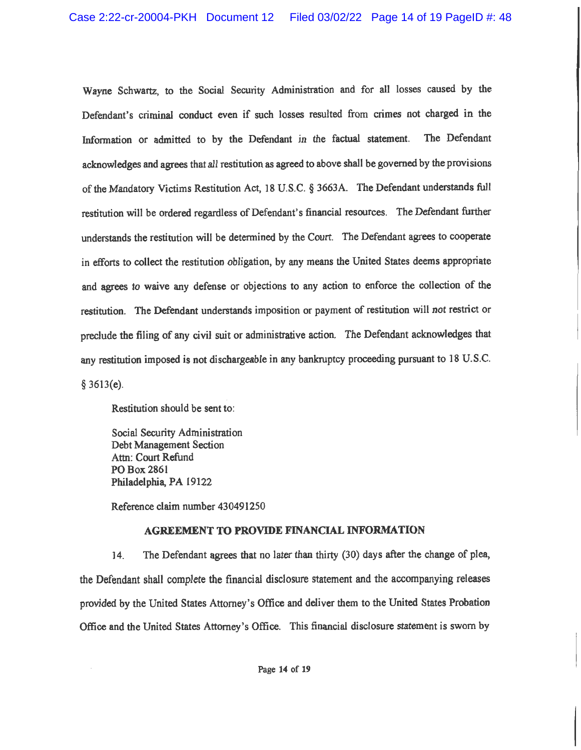Wayne Schwartz, to the Social Security Administration and for all losses caused by the Defendant's criminal conduct even if such losses resulted from crimes not charged in the Information or admitted to by the Defendant in the factual statement. The Defendant acknowledges and agrees that all restitution as agreed to above shall be governed by the provisions of the Mandatory Victims Restitution Act, 18 U.S.C. § 3663A. The Defendant understands full restitution will be ordered regardless of Defendant's financial resources. The Defendant further understands the restitution will be determined by the Court. The Defendant agrees to cooperate in efforts to collect the restitution obligation, by any means the United States deems appropriate and agrees to waive any defense or objections to any action to enforce the collection of the restitution. The Defendant understands imposition or payment of restitution will not restrict or preclude the filing of any civil suit or administrative action. The Defendant acknowledges that any restitution imposed is not dischargeable in any bankruptcy proceeding pursuant to 18 U.S.C. § 3613(e).

Restitution should be sent to:

Social Security Administration
Debt Management Section
Attn: Court Refund
PO Box 2861
Philadelphia, PA 19122

Reference claim number 430491250

## AGREEMENT TO PROVIDE FINANCIAL INFORMATION

14. The Defendant agrees that no later than thirty (30) days after the change of plea, the Defendant shall complete the financial disclosure statement and the accompanying releases provided by the United States Attorney's Office and deliver them to the United States Probation Office and the United States Attorney's Office. This financial disclosure statement is sworn by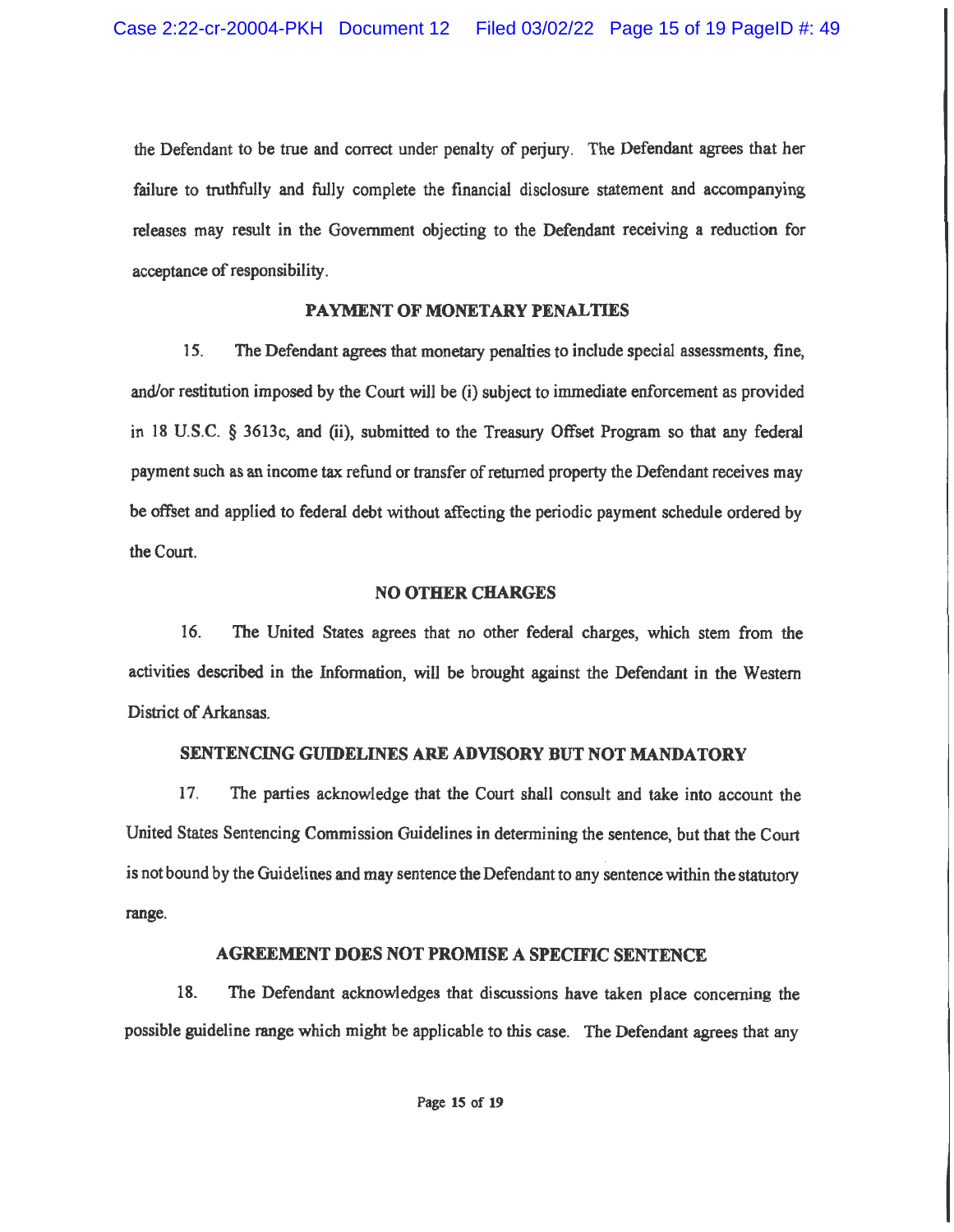the Defendant to be true and correct under penalty of perjury. The Defendant agrees that her failure to truthfully and fully complete the financial disclosure statement and accompanying releases may result in the Government objecting to the Defendant receiving a reduction for acceptance of responsibility.

### PAYMENT OF MONETARY PENALTIES

15. The Defendant agrees that monetary penalties to include special assessments, fine, and/or restitution imposed by the Court will be (i) subject to immediate enforcement as provided in 18 U.S.C. § 3613c, and (ii), submitted to the Treasury Offset Program so that any federal payment such as an income tax refund or transfer of returned property the Defendant receives may be offset and applied to federal debt without affecting the periodic payment schedule ordered by the Court.

### NO OTHER CHARGES

16. The United States agrees that no other federal charges, which stem from the activities described in the Information, will be brought against the Defendant in the Western District of Arkansas.

### SENTENCING GUIDELINES ARE ADVISORY BUT NOT MANDATORY

17. The parties acknowledge that the Court shall consult and take into account the United States Sentencing Commission Guidelines in determining the sentence, but that the Court is not bound by the Guidelines and may sentence the Defendant to any sentence within the statutory range.

### AGREEMENT DOES NOT PROMISE A SPECIFIC SENTENCE

18. The Defendant acknowledges that discussions have taken place concerning the possible guideline range which might be applicable to this case. The Defendant agrees that any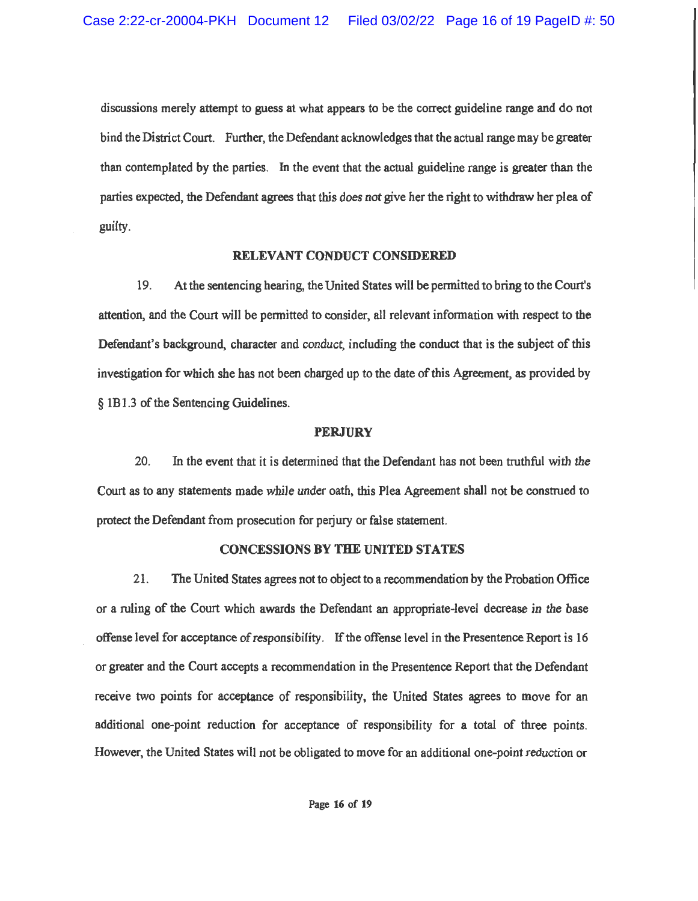discussions merely attempt to guess at what appears to be the correct guideline range and do not bind the District Court. Further, the Defendant acknowledges that the actual range may be greater than contemplated by the parties. In the event that the actual guideline range is greater than the parties expected, the Defendant agrees that this *does not* give her the right to withdraw her plea of guilty.

## RELEVANT CONDUCT CONSIDERED

19. At the sentencing hearing, the United States will be permitted to bring to the Court's attention, and the Court will be permitted to consider, all relevant information with respect to the Defendant's background, character and conduct, including the conduct that is the subject of this investigation for which she has not been charged up to the date of this Agreement, as provided by § 1B1.3 of the Sentencing Guidelines.

## PERJURY

20. In the event that it is determined that the Defendant has not been truthful with the Court as to any statements made while under oath, this Plea Agreement shall not be construed to protect the Defendant from prosecution for perjury or false statement.

## CONCESSIONS BY THE UNITED STATES

21. The United States agrees not to object to a recommendation by the Probation Office or a ruling of the Court which awards the Defendant an appropriate-level decrease in the base offense level for acceptance of responsibility. If the offense level in the Presentence Report is 16 or greater and the Court accepts a recommendation in the Presentence Report that the Defendant receive two points for acceptance of responsibility, the United States agrees to move for an additional one-point reduction for acceptance of responsibility for a total of three points. However, the United States will not be obligated to move for an additional one-point reduction or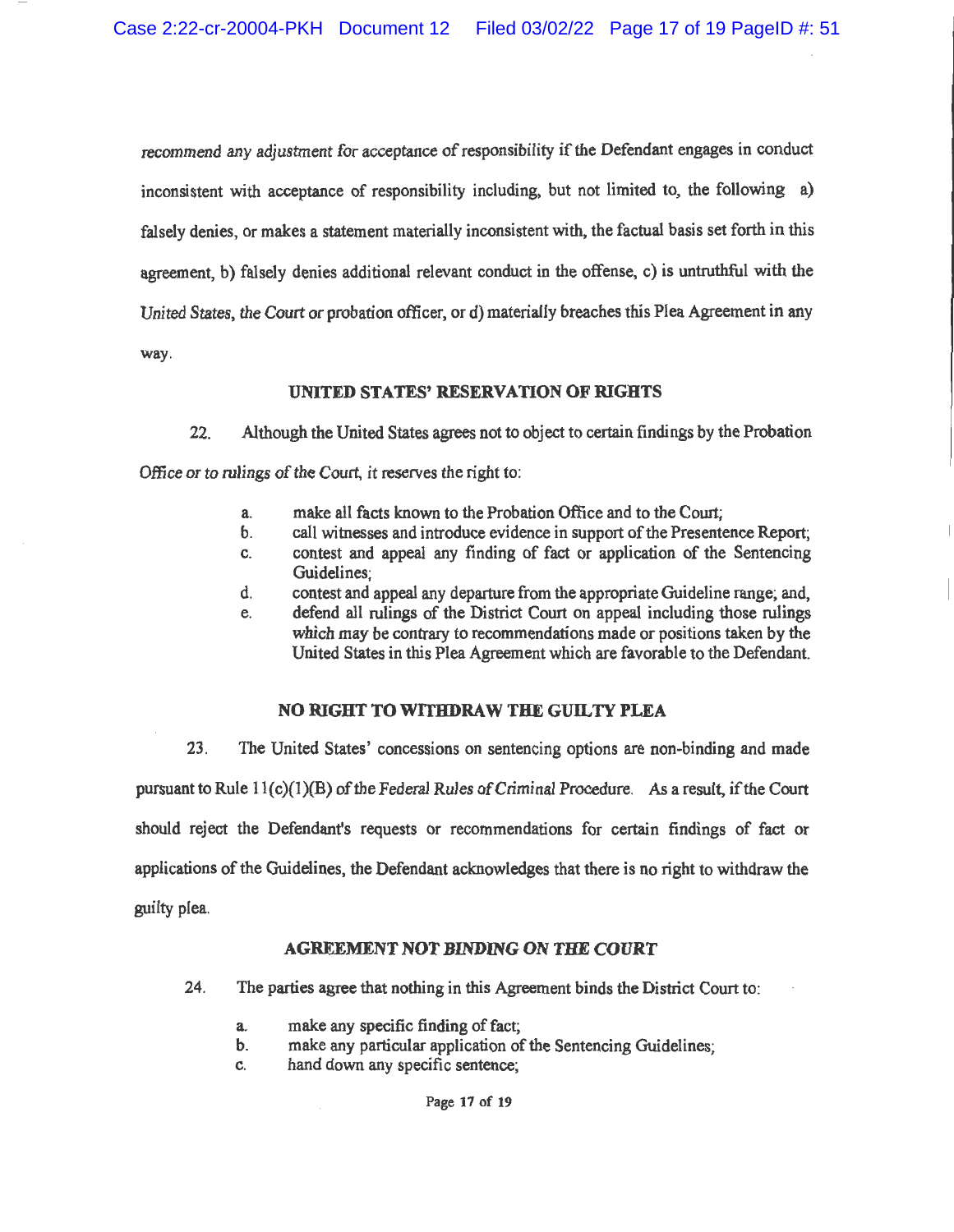recommend any adjustment for acceptance of responsibility if the Defendant engages in conduct inconsistent with acceptance of responsibility including, but not limited to, the following a) falsely denies, or makes a statement materially inconsistent with, the factual basis set forth in this agreement, b) falsely denies additional relevant conduct in the offense, c) is untruthful with the United States, the Court or probation officer, or d) materially breaches this Plea Agreement in any way.

## UNITED STATES' RESERVATION OF RIGHTS

22. Although the United States agrees not to object to certain findings by the Probation Office or to rulings of the Court, it reserves the right to:

a. make all facts known to the Probation Office and to the Court;
b. call witnesses and introduce evidence in support of the Presentence Report;
c. contest and appeal any finding of fact or application of the Sentencing Guidelines;
d. contest and appeal any departure from the appropriate Guideline range; and,
e. defend all rulings of the District Court on appeal including those rulings which may be contrary to recommendations made or positions taken by the United States in this Plea Agreement which are favorable to the Defendant.

## NO RIGHT TO WITHDRAW THE GUILTY PLEA

23. The United States' concessions on sentencing options are non-binding and made pursuant to Rule 11(c)(1)(B) of the *Federal Rules of Criminal Procedure*. As a result, if the Court should reject the Defendant's requests or recommendations for certain findings of fact or applications of the Guidelines, the Defendant acknowledges that there is no right to withdraw the guilty plea.

## AGREEMENT NOT BINDING ON THE COURT

24. The parties agree that nothing in this Agreement binds the District Court to:

a. make any specific finding of fact;
b. make any particular application of the Sentencing Guidelines;
c. hand down any specific sentence;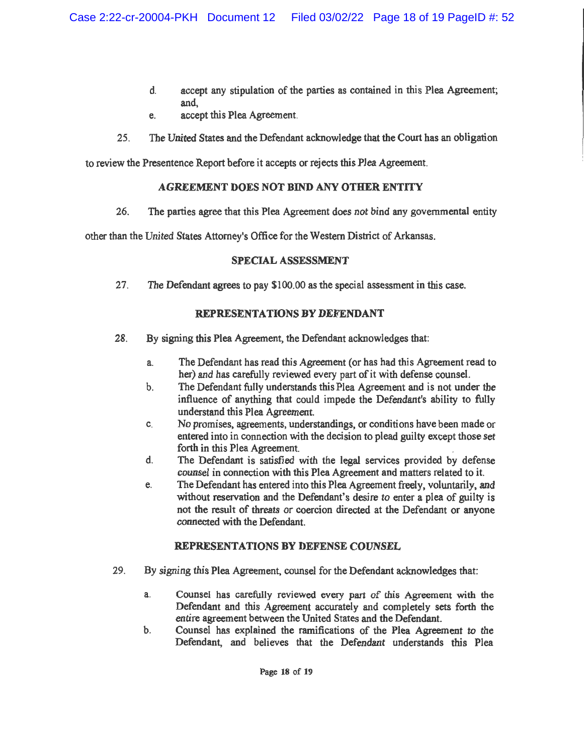d. accept any stipulation of the parties as contained in this Plea Agreement; and,

e. accept this Plea Agreement.

25. The United States and the Defendant acknowledge that the Court has an obligation to review the Presentence Report before it accepts or rejects this Plea Agreement.

### AGREEMENT DOES NOT BIND ANY OTHER ENTITY

26. The parties agree that this Plea Agreement does *not* bind any governmental entity other than the United States Attorney's Office for the Western District of Arkansas.

### SPECIAL ASSESSMENT

27. The Defendant agrees to pay $100.00 as the special assessment in this case.

### REPRESENTATIONS BY DEFENDANT

28. By signing this Plea Agreement, the Defendant acknowledges that:

   a. The Defendant has read this Agreement (or has had this Agreement read to her) and has carefully reviewed every part of it with defense counsel.

   b. The Defendant fully understands this Plea Agreement and is not under the influence of anything that could impede the Defendant's ability to fully understand this Plea Agreement.

   c. No promises, agreements, understandings, or conditions have been made or entered into in connection with the decision to plead guilty except those set forth in this Plea Agreement.

   d. The Defendant is satisfied with the legal services provided by defense counsel in connection with this Plea Agreement and matters related to it.

   e. The Defendant has entered into this Plea Agreement freely, voluntarily, and without reservation and the Defendant's desire to enter a plea of guilty is not the result of threats or coercion directed at the Defendant or anyone connected with the Defendant.

### REPRESENTATIONS BY DEFENSE COUNSEL

29. By signing this Plea Agreement, counsel for the Defendant acknowledges that:

   a. Counsel has carefully reviewed every part of this Agreement with the Defendant and this Agreement accurately and completely sets forth the entire agreement between the United States and the Defendant.

   b. Counsel has explained the ramifications of the Plea Agreement to the Defendant, and believes that the Defendant understands this Plea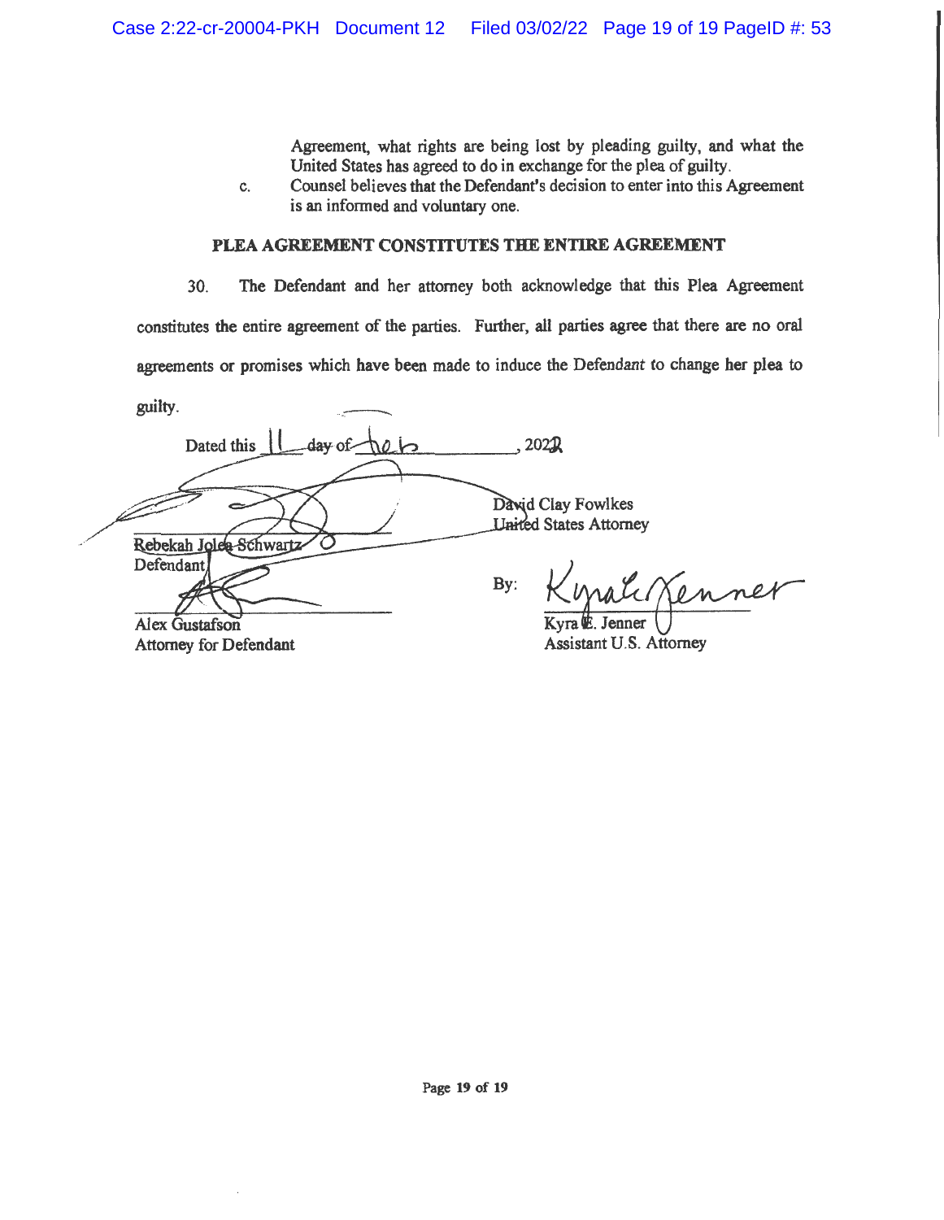Agreement, what rights are being lost by pleading guilty, and what the United States has agreed to do in exchange for the plea of guilty.

c. Counsel believes that the Defendant's decision to enter into this Agreement is an informed and voluntary one.

**PLEA AGREEMENT CONSTITUTES THE ENTIRE AGREEMENT**

30. The Defendant and her attorney both acknowledge that this Plea Agreement constitutes the entire agreement of the parties. Further, all parties agree that there are no oral agreements or promises which have been made to induce the Defendant to change her plea to guilty.

Dated this 11 day of Feb, 2022

Rebekah Jolea Schwartz
Defendant

Alex Gustafson
Attorney for Defendant

David Clay Fowlkes
United States Attorney

By:

Kyra E. Jenner
Assistant U.S. Attorney